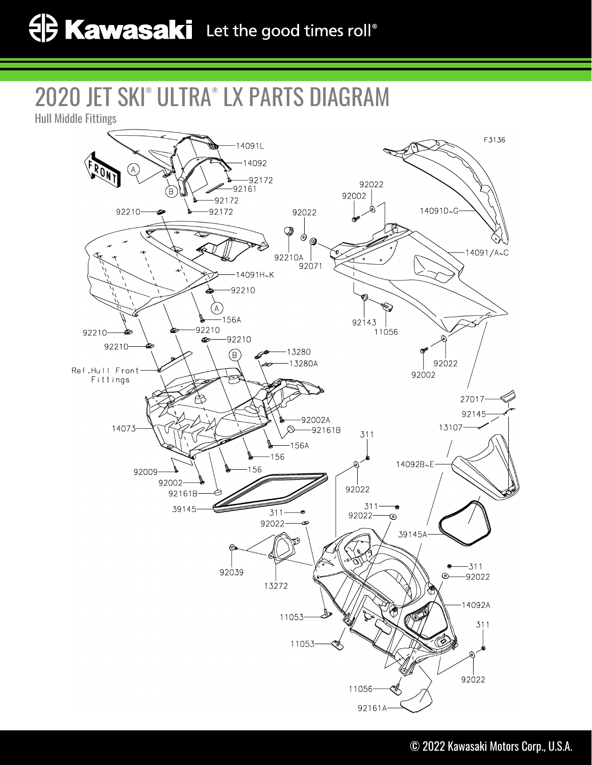# 2020 JET SKI® ULTRA® LX PARTS DIAGRAM

Hull Middle Fittings

F3136

FRONT

14091L
14092
92172
92161
92172
92210
92172
92022
92002
92022
14091D~G
92210A
92071
14091/A~C
14091H~K
92210
156A
92143
11056
92210
92210
92210
92210
92022
92002
13280
13280A
Ref.Hull Front Fittings
27017
92145
13107
92002A
92161B
14073
156A
311
156
156
14092B~E
92009
92002
92161B
92022
39145
311
311
92022
92022
39145A
92039
13272
311
92022
14092A
11053
311
11053
92022
11056
92161A

© 2022 Kawasaki Motors Corp., U.S.A.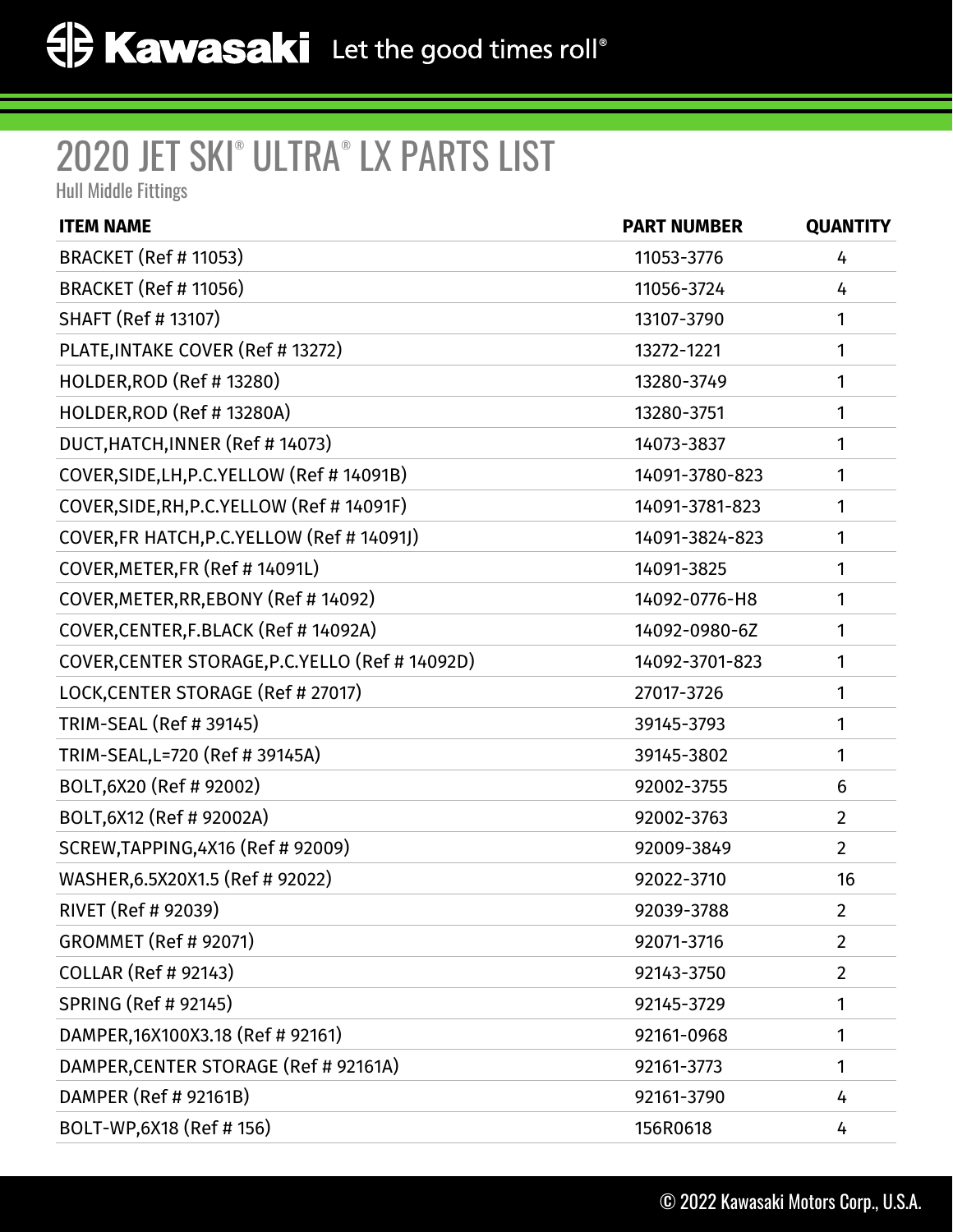# 2020 JET SKI® ULTRA® LX PARTS LIST

Hull Middle Fittings

| ITEM NAME | PART NUMBER | QUANTITY |
|---|---|---|
| BRACKET (Ref # 11053) | 11053-3776 | 4 |
| BRACKET (Ref # 11056) | 11056-3724 | 4 |
| SHAFT (Ref # 13107) | 13107-3790 | 1 |
| PLATE,INTAKE COVER (Ref # 13272) | 13272-1221 | 1 |
| HOLDER,ROD (Ref # 13280) | 13280-3749 | 1 |
| HOLDER,ROD (Ref # 13280A) | 13280-3751 | 1 |
| DUCT,HATCH,INNER (Ref # 14073) | 14073-3837 | 1 |
| COVER,SIDE,LH,P.C.YELLOW (Ref # 14091B) | 14091-3780-823 | 1 |
| COVER,SIDE,RH,P.C.YELLOW (Ref # 14091F) | 14091-3781-823 | 1 |
| COVER,FR HATCH,P.C.YELLOW (Ref # 14091J) | 14091-3824-823 | 1 |
| COVER,METER,FR (Ref # 14091L) | 14091-3825 | 1 |
| COVER,METER,RR,EBONY (Ref # 14092) | 14092-0776-H8 | 1 |
| COVER,CENTER,F.BLACK (Ref # 14092A) | 14092-0980-6Z | 1 |
| COVER,CENTER STORAGE,P.C.YELLO (Ref # 14092D) | 14092-3701-823 | 1 |
| LOCK,CENTER STORAGE (Ref # 27017) | 27017-3726 | 1 |
| TRIM-SEAL (Ref # 39145) | 39145-3793 | 1 |
| TRIM-SEAL,L=720 (Ref # 39145A) | 39145-3802 | 1 |
| BOLT,6X20 (Ref # 92002) | 92002-3755 | 6 |
| BOLT,6X12 (Ref # 92002A) | 92002-3763 | 2 |
| SCREW,TAPPING,4X16 (Ref # 92009) | 92009-3849 | 2 |
| WASHER,6.5X20X1.5 (Ref # 92022) | 92022-3710 | 16 |
| RIVET (Ref # 92039) | 92039-3788 | 2 |
| GROMMET (Ref # 92071) | 92071-3716 | 2 |
| COLLAR (Ref # 92143) | 92143-3750 | 2 |
| SPRING (Ref # 92145) | 92145-3729 | 1 |
| DAMPER,16X100X3.18 (Ref # 92161) | 92161-0968 | 1 |
| DAMPER,CENTER STORAGE (Ref # 92161A) | 92161-3773 | 1 |
| DAMPER (Ref # 92161B) | 92161-3790 | 4 |
| BOLT-WP,6X18 (Ref # 156) | 156R0618 | 4 |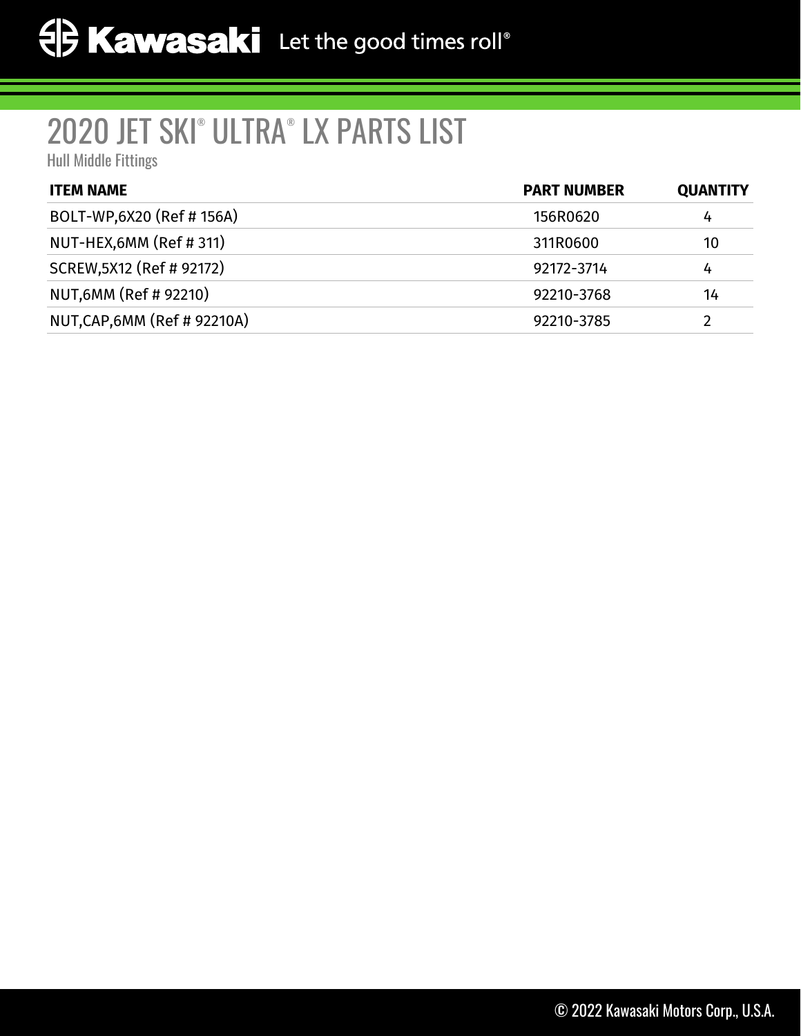# 2020 JET SKI® ULTRA® LX PARTS LIST

Hull Middle Fittings

| ITEM NAME | PART NUMBER | QUANTITY |
|---|---|---|
| BOLT-WP,6X20 (Ref # 156A) | 156R0620 | 4 |
| NUT-HEX,6MM (Ref # 311) | 311R0600 | 10 |
| SCREW,5X12 (Ref # 92172) | 92172-3714 | 4 |
| NUT,6MM (Ref # 92210) | 92210-3768 | 14 |
| NUT,CAP,6MM (Ref # 92210A) | 92210-3785 | 2 |